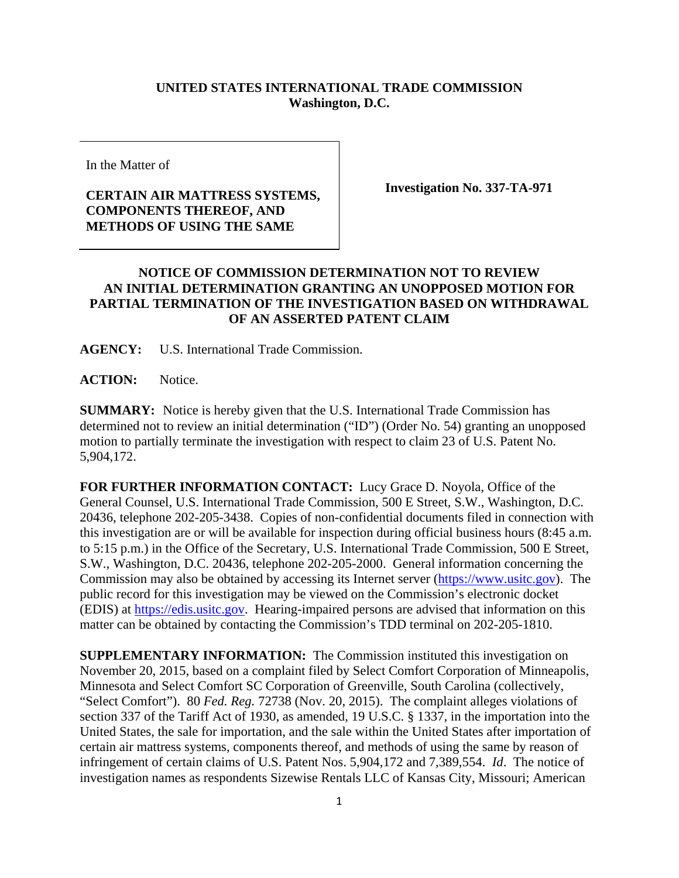**UNITED STATES INTERNATIONAL TRADE COMMISSION**
**Washington, D.C.**

In the Matter of

**CERTAIN AIR MATTRESS SYSTEMS, COMPONENTS THEREOF, AND METHODS OF USING THE SAME**

**Investigation No. 337-TA-971**

**NOTICE OF COMMISSION DETERMINATION NOT TO REVIEW AN INITIAL DETERMINATION GRANTING AN UNOPPOSED MOTION FOR PARTIAL TERMINATION OF THE INVESTIGATION BASED ON WITHDRAWAL OF AN ASSERTED PATENT CLAIM**

**AGENCY:** U.S. International Trade Commission.

**ACTION:** Notice.

**SUMMARY:** Notice is hereby given that the U.S. International Trade Commission has determined not to review an initial determination ("ID") (Order No. 54) granting an unopposed motion to partially terminate the investigation with respect to claim 23 of U.S. Patent No. 5,904,172.

**FOR FURTHER INFORMATION CONTACT:** Lucy Grace D. Noyola, Office of the General Counsel, U.S. International Trade Commission, 500 E Street, S.W., Washington, D.C. 20436, telephone 202-205-3438. Copies of non-confidential documents filed in connection with this investigation are or will be available for inspection during official business hours (8:45 a.m. to 5:15 p.m.) in the Office of the Secretary, U.S. International Trade Commission, 500 E Street, S.W., Washington, D.C. 20436, telephone 202-205-2000. General information concerning the Commission may also be obtained by accessing its Internet server (https://www.usitc.gov). The public record for this investigation may be viewed on the Commission's electronic docket (EDIS) at https://edis.usitc.gov. Hearing-impaired persons are advised that information on this matter can be obtained by contacting the Commission's TDD terminal on 202-205-1810.

**SUPPLEMENTARY INFORMATION:** The Commission instituted this investigation on November 20, 2015, based on a complaint filed by Select Comfort Corporation of Minneapolis, Minnesota and Select Comfort SC Corporation of Greenville, South Carolina (collectively, "Select Comfort"). 80 *Fed. Reg.* 72738 (Nov. 20, 2015). The complaint alleges violations of section 337 of the Tariff Act of 1930, as amended, 19 U.S.C. § 1337, in the importation into the United States, the sale for importation, and the sale within the United States after importation of certain air mattress systems, components thereof, and methods of using the same by reason of infringement of certain claims of U.S. Patent Nos. 5,904,172 and 7,389,554. *Id*. The notice of investigation names as respondents Sizewise Rentals LLC of Kansas City, Missouri; American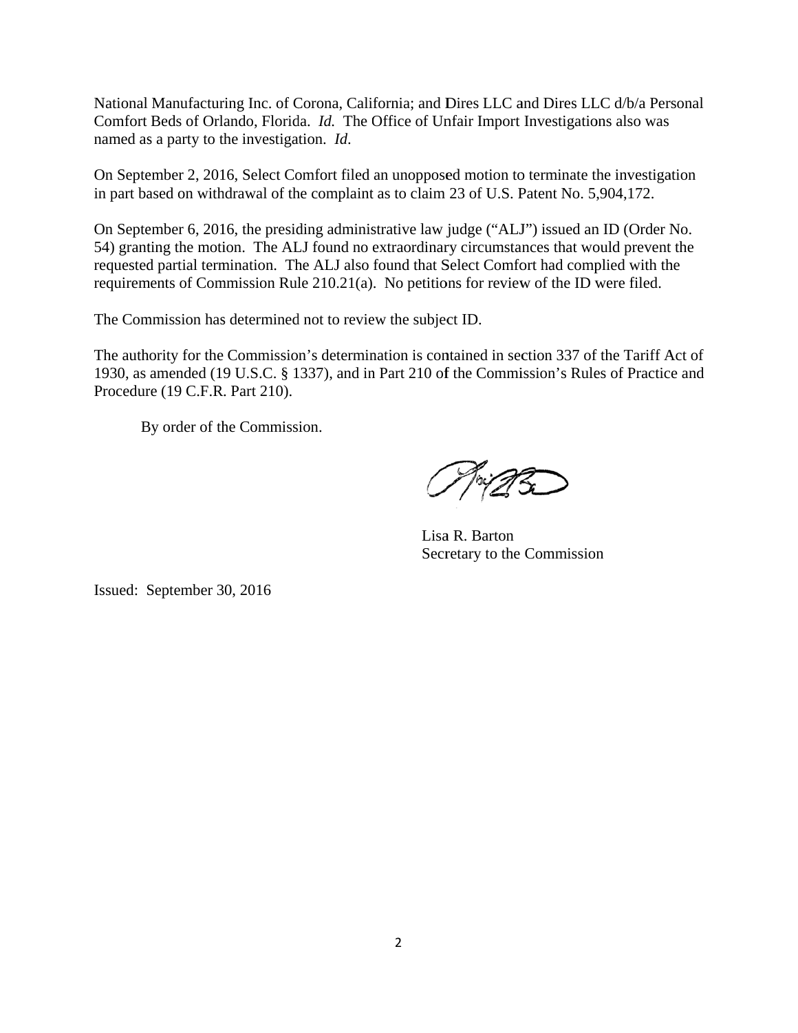National Manufacturing Inc. of Corona, California; and Dires LLC and Dires LLC d/b/a Personal Comfort Beds of Orlando, Florida. *Id.* The Office of Unfair Import Investigations also was named as a party to the investigation. *Id*.

On September 2, 2016, Select Comfort filed an unopposed motion to terminate the investigation in part based on withdrawal of the complaint as to claim 23 of U.S. Patent No. 5,904,172.

On September 6, 2016, the presiding administrative law judge ("ALJ") issued an ID (Order No. 54) granting the motion. The ALJ found no extraordinary circumstances that would prevent the requested partial termination. The ALJ also found that Select Comfort had complied with the requirements of Commission Rule 210.21(a). No petitions for review of the ID were filed.

The Commission has determined not to review the subject ID.

The authority for the Commission's determination is contained in section 337 of the Tariff Act of 1930, as amended (19 U.S.C. § 1337), and in Part 210 of the Commission's Rules of Practice and Procedure (19 C.F.R. Part 210).

By order of the Commission.

Lisa R. Barton
Secretary to the Commission

Issued: September 30, 2016